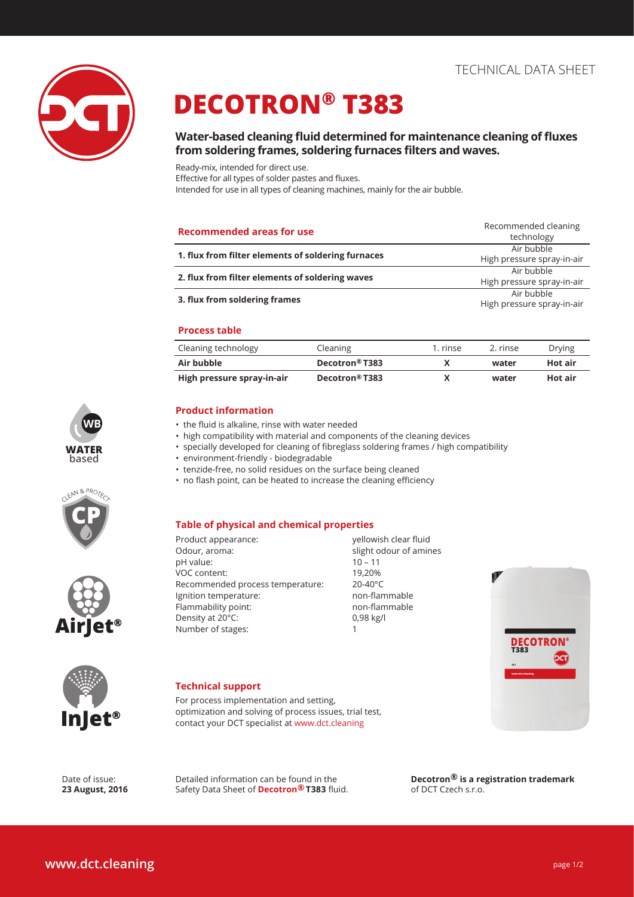TECHNICAL DATA SHEET

# DECOTRON® T383

## Water-based cleaning fluid determined for maintenance cleaning of fluxes from soldering frames, soldering furnaces filters and waves.

Ready-mix, intended for direct use.
Effective for all types of solder pastes and fluxes.
Intended for use in all types of cleaning machines, mainly for the air bubble.

| **Recommended areas for use** | Recommended cleaning technology |
|---|---|
| **1. flux from filter elements of soldering furnaces** | Air bubble<br>High pressure spray-in-air |
| **2. flux from filter elements of soldering waves** | Air bubble<br>High pressure spray-in-air |
| **3. flux from soldering frames** | Air bubble<br>High pressure spray-in-air |

### Process table

| Cleaning technology | Cleaning | 1. rinse | 2. rinse | Drying |
|---|---|---|---|---|
| **Air bubble** | **Decotron® T383** | **X** | **water** | **Hot air** |
| **High pressure spray-in-air** | **Decotron® T383** | **X** | **water** | **Hot air** |

WATER based

CLEAN & PROTECT

AirJet®

InJet®

### Product information

- the fluid is alkaline, rinse with water needed
- high compatibility with material and components of the cleaning devices
- specially developed for cleaning of fibreglass soldering frames / high compatibility
- environment-friendly - biodegradable
- tenzide-free, no solid residues on the surface being cleaned
- no flash point, can be heated to increase the cleaning efficiency

### Table of physical and chemical properties

| | |
|---|---|
| Product appearance: | yellowish clear fluid |
| Odour, aroma: | slight odour of amines |
| pH value: | 10 – 11 |
| VOC content: | 19,20% |
| Recommended process temperature: | 20-40°C |
| Ignition temperature: | non-flammable |
| Flammability point: | non-flammable |
| Density at 20°C: | 0,98 kg/l |
| Number of stages: | 1 |

### Technical support

For process implementation and setting, optimization and solving of process issues, trial test, contact your DCT specialist at www.dct.cleaning

Date of issue:
**23 August, 2016**

Detailed information can be found in the Safety Data Sheet of **Decotron® T383** fluid.

**Decotron® is a registration trademark** of DCT Czech s.r.o.

**www.dct.cleaning**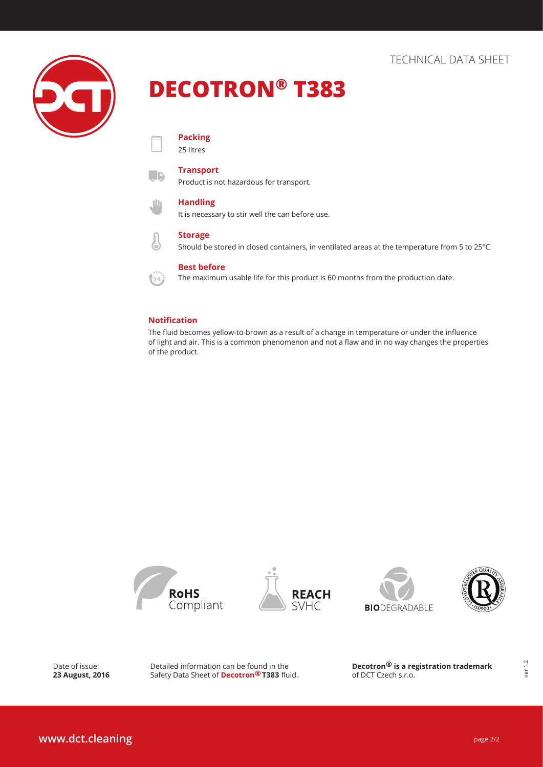TECHNICAL DATA SHEET

# DECOTRON® T383

### Packing
25 litres

### Transport
Product is not hazardous for transport.

### Handling
It is necessary to stir well the can before use.

### Storage
Should be stored in closed containers, in ventilated areas at the temperature from 5 to 25°C.

### Best before
The maximum usable life for this product is 60 months from the production date.

### Notification
The fluid becomes yellow-to-brown as a result of a change in temperature or under the influence of light and air. This is a common phenomenon and not a flaw and in no way changes the properties of the product.

RoHS Compliant

REACH SVHC

BIODEGRADABLE

Date of issue:
**23 August, 2016**

Detailed information can be found in the Safety Data Sheet of **Decotron® T383** fluid.

**Decotron® is a registration trademark** of DCT Czech s.r.o.

ver 1.2

**www.dct.cleaning**